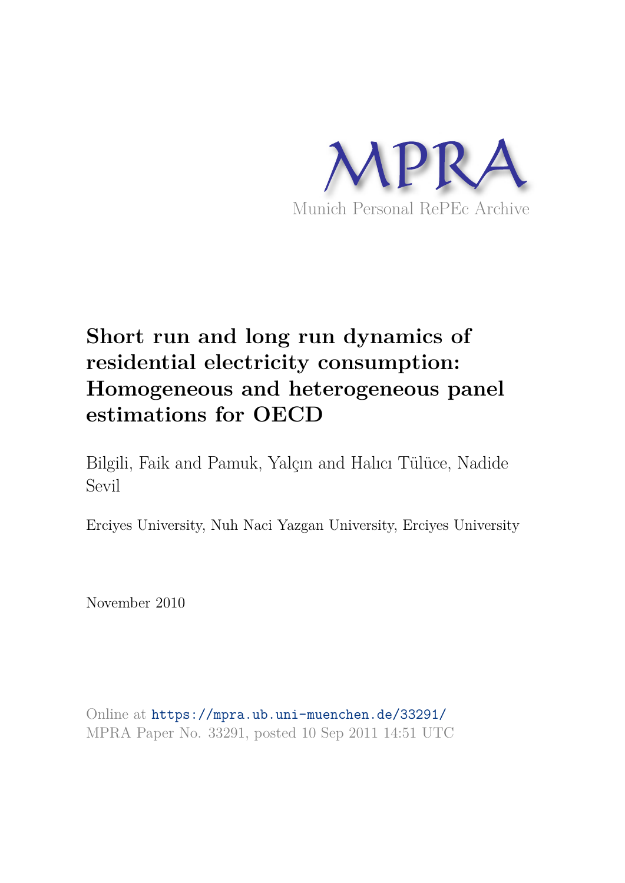MPRA

Munich Personal RePEc Archive

# Short run and long run dynamics of residential electricity consumption: Homogeneous and heterogeneous panel estimations for OECD

Bilgili, Faik and Pamuk, Yalçın and Halıcı Tülüce, Nadide Sevil

Erciyes University, Nuh Naci Yazgan University, Erciyes University

November 2010

Online at https://mpra.ub.uni-muenchen.de/33291/
MPRA Paper No. 33291, posted 10 Sep 2011 14:51 UTC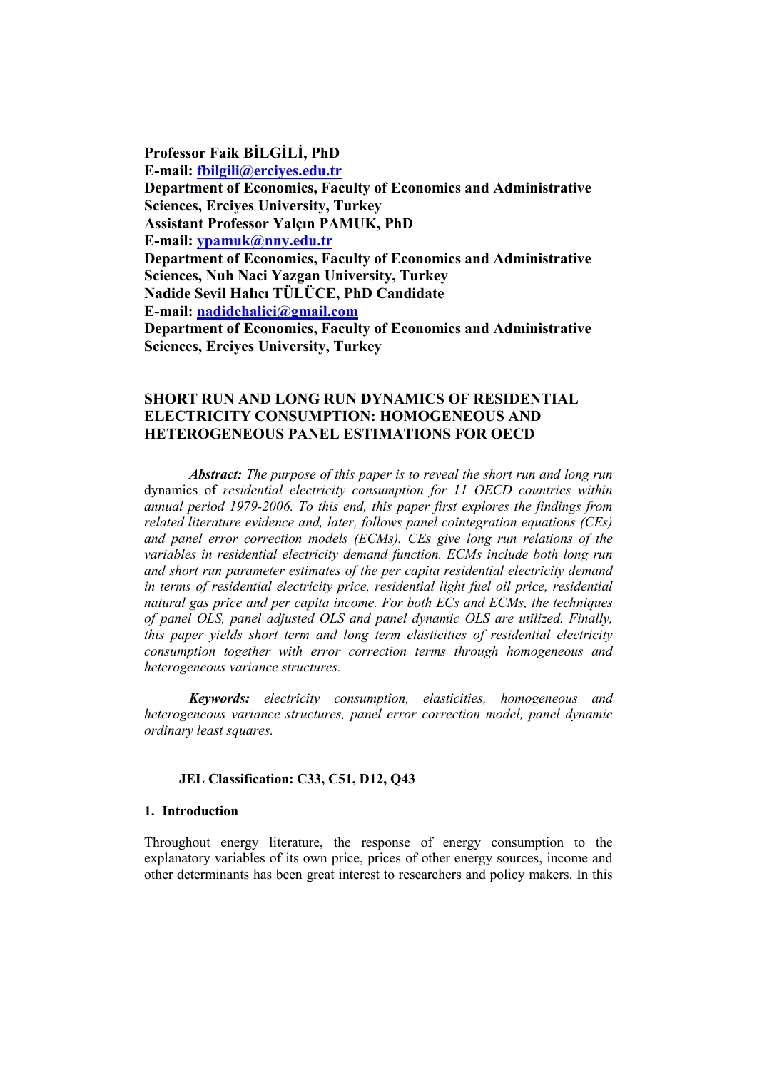**Professor Faik BİLGİLİ, PhD**
**E-mail: fbilgili@erciyes.edu.tr**
**Department of Economics, Faculty of Economics and Administrative Sciences, Erciyes University, Turkey**
**Assistant Professor Yalçın PAMUK, PhD**
**E-mail: ypamuk@nny.edu.tr**
**Department of Economics, Faculty of Economics and Administrative Sciences, Nuh Naci Yazgan University, Turkey**
**Nadide Sevil Halıcı TÜLÜCE, PhD Candidate**
**E-mail: nadidehalici@gmail.com**
**Department of Economics, Faculty of Economics and Administrative Sciences, Erciyes University, Turkey**

# SHORT RUN AND LONG RUN DYNAMICS OF RESIDENTIAL ELECTRICITY CONSUMPTION: HOMOGENEOUS AND HETEROGENEOUS PANEL ESTIMATIONS FOR OECD

***Abstract:*** *The purpose of this paper is to reveal the short run and long run* dynamics of *residential electricity consumption for 11 OECD countries within annual period 1979-2006. To this end, this paper first explores the findings from related literature evidence and, later, follows panel cointegration equations (CEs) and panel error correction models (ECMs). CEs give long run relations of the variables in residential electricity demand function. ECMs include both long run and short run parameter estimates of the per capita residential electricity demand in terms of residential electricity price, residential light fuel oil price, residential natural gas price and per capita income. For both ECs and ECMs, the techniques of panel OLS, panel adjusted OLS and panel dynamic OLS are utilized. Finally, this paper yields short term and long term elasticities of residential electricity consumption together with error correction terms through homogeneous and heterogeneous variance structures.*

***Keywords:*** *electricity consumption, elasticities, homogeneous and heterogeneous variance structures, panel error correction model, panel dynamic ordinary least squares.*

**JEL Classification: C33, C51, D12, Q43**

## 1. Introduction

Throughout energy literature, the response of energy consumption to the explanatory variables of its own price, prices of other energy sources, income and other determinants has been great interest to researchers and policy makers. In this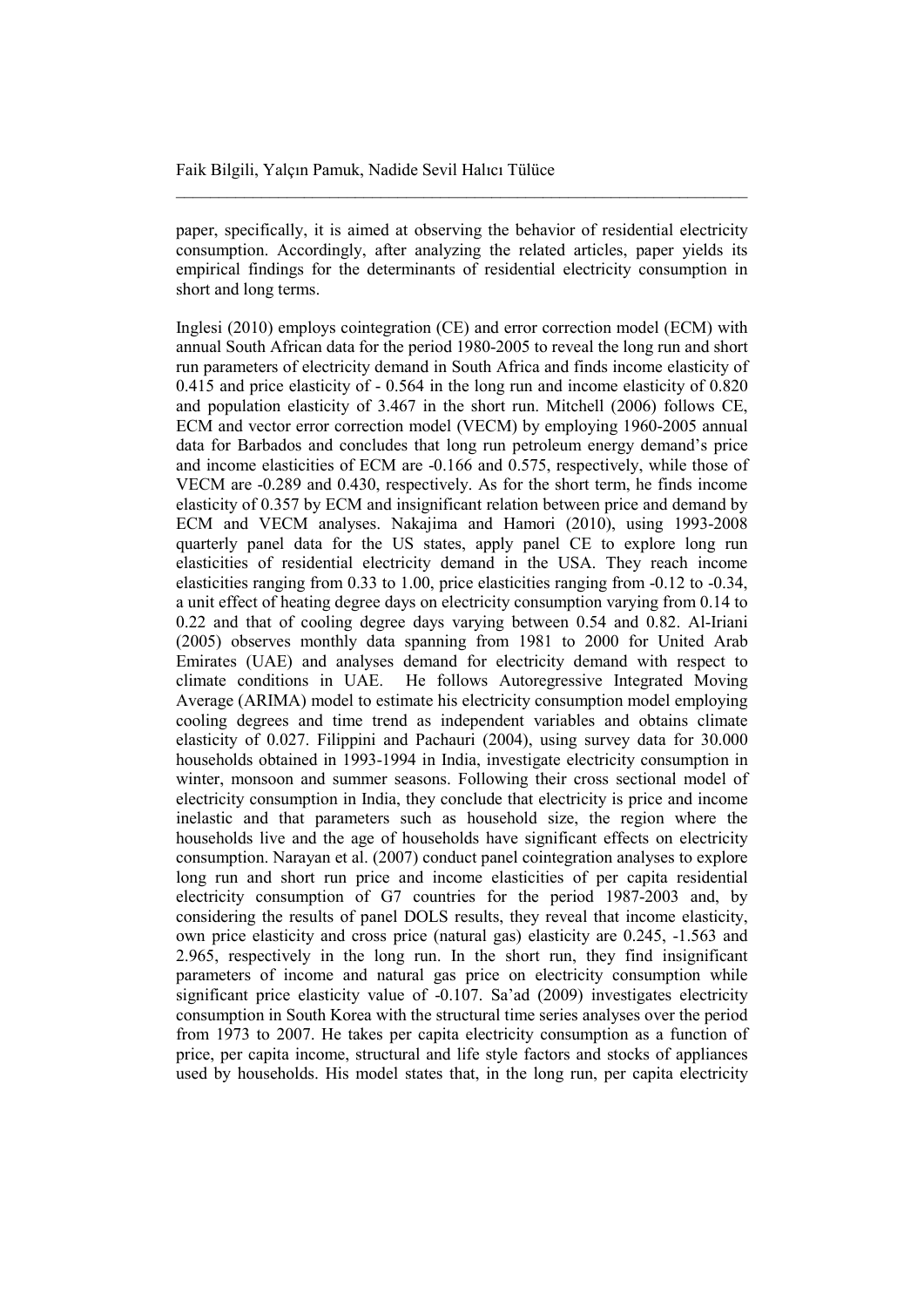paper, specifically, it is aimed at observing the behavior of residential electricity consumption. Accordingly, after analyzing the related articles, paper yields its empirical findings for the determinants of residential electricity consumption in short and long terms.

Inglesi (2010) employs cointegration (CE) and error correction model (ECM) with annual South African data for the period 1980-2005 to reveal the long run and short run parameters of electricity demand in South Africa and finds income elasticity of 0.415 and price elasticity of - 0.564 in the long run and income elasticity of 0.820 and population elasticity of 3.467 in the short run. Mitchell (2006) follows CE, ECM and vector error correction model (VECM) by employing 1960-2005 annual data for Barbados and concludes that long run petroleum energy demand's price and income elasticities of ECM are -0.166 and 0.575, respectively, while those of VECM are -0.289 and 0.430, respectively. As for the short term, he finds income elasticity of 0.357 by ECM and insignificant relation between price and demand by ECM and VECM analyses. Nakajima and Hamori (2010), using 1993-2008 quarterly panel data for the US states, apply panel CE to explore long run elasticities of residential electricity demand in the USA. They reach income elasticities ranging from 0.33 to 1.00, price elasticities ranging from -0.12 to -0.34, a unit effect of heating degree days on electricity consumption varying from 0.14 to 0.22 and that of cooling degree days varying between 0.54 and 0.82. Al-Iriani (2005) observes monthly data spanning from 1981 to 2000 for United Arab Emirates (UAE) and analyses demand for electricity demand with respect to climate conditions in UAE. He follows Autoregressive Integrated Moving Average (ARIMA) model to estimate his electricity consumption model employing cooling degrees and time trend as independent variables and obtains climate elasticity of 0.027. Filippini and Pachauri (2004), using survey data for 30.000 households obtained in 1993-1994 in India, investigate electricity consumption in winter, monsoon and summer seasons. Following their cross sectional model of electricity consumption in India, they conclude that electricity is price and income inelastic and that parameters such as household size, the region where the households live and the age of households have significant effects on electricity consumption. Narayan et al. (2007) conduct panel cointegration analyses to explore long run and short run price and income elasticities of per capita residential electricity consumption of G7 countries for the period 1987-2003 and, by considering the results of panel DOLS results, they reveal that income elasticity, own price elasticity and cross price (natural gas) elasticity are 0.245, -1.563 and 2.965, respectively in the long run. In the short run, they find insignificant parameters of income and natural gas price on electricity consumption while significant price elasticity value of -0.107. Sa'ad (2009) investigates electricity consumption in South Korea with the structural time series analyses over the period from 1973 to 2007. He takes per capita electricity consumption as a function of price, per capita income, structural and life style factors and stocks of appliances used by households. His model states that, in the long run, per capita electricity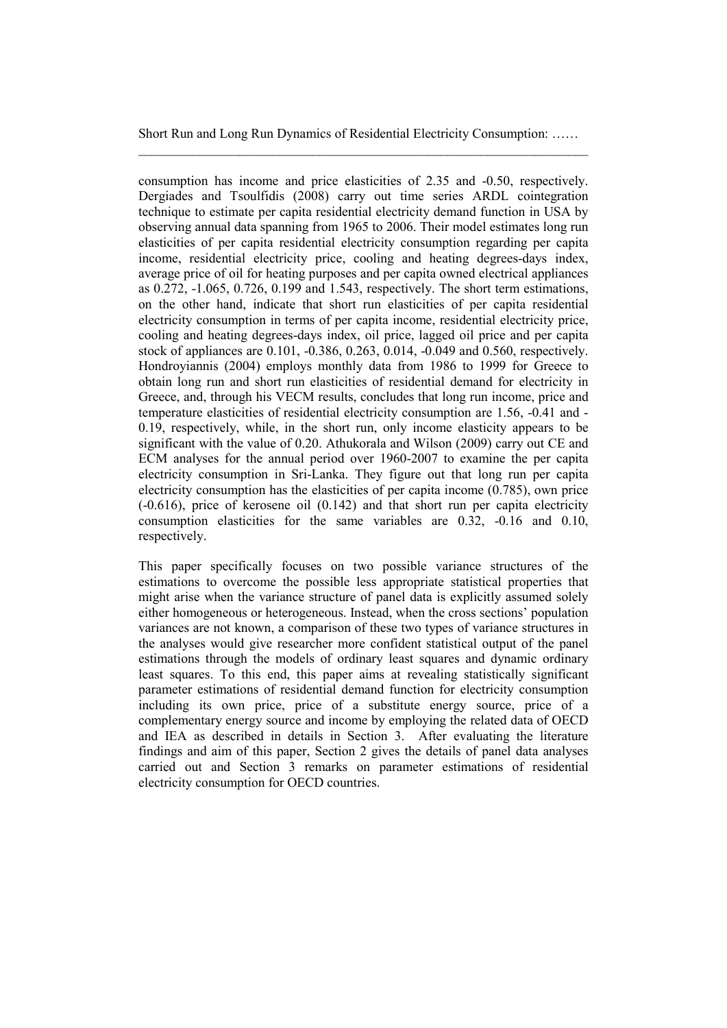consumption has income and price elasticities of 2.35 and -0.50, respectively. Dergiades and Tsoulfidis (2008) carry out time series ARDL cointegration technique to estimate per capita residential electricity demand function in USA by observing annual data spanning from 1965 to 2006. Their model estimates long run elasticities of per capita residential electricity consumption regarding per capita income, residential electricity price, cooling and heating degrees-days index, average price of oil for heating purposes and per capita owned electrical appliances as 0.272, -1.065, 0.726, 0.199 and 1.543, respectively. The short term estimations, on the other hand, indicate that short run elasticities of per capita residential electricity consumption in terms of per capita income, residential electricity price, cooling and heating degrees-days index, oil price, lagged oil price and per capita stock of appliances are 0.101, -0.386, 0.263, 0.014, -0.049 and 0.560, respectively. Hondroyiannis (2004) employs monthly data from 1986 to 1999 for Greece to obtain long run and short run elasticities of residential demand for electricity in Greece, and, through his VECM results, concludes that long run income, price and temperature elasticities of residential electricity consumption are 1.56, -0.41 and -0.19, respectively, while, in the short run, only income elasticity appears to be significant with the value of 0.20. Athukorala and Wilson (2009) carry out CE and ECM analyses for the annual period over 1960-2007 to examine the per capita electricity consumption in Sri-Lanka. They figure out that long run per capita electricity consumption has the elasticities of per capita income (0.785), own price (-0.616), price of kerosene oil (0.142) and that short run per capita electricity consumption elasticities for the same variables are 0.32, -0.16 and 0.10, respectively.

This paper specifically focuses on two possible variance structures of the estimations to overcome the possible less appropriate statistical properties that might arise when the variance structure of panel data is explicitly assumed solely either homogeneous or heterogeneous. Instead, when the cross sections' population variances are not known, a comparison of these two types of variance structures in the analyses would give researcher more confident statistical output of the panel estimations through the models of ordinary least squares and dynamic ordinary least squares. To this end, this paper aims at revealing statistically significant parameter estimations of residential demand function for electricity consumption including its own price, price of a substitute energy source, price of a complementary energy source and income by employing the related data of OECD and IEA as described in details in Section 3. After evaluating the literature findings and aim of this paper, Section 2 gives the details of panel data analyses carried out and Section 3 remarks on parameter estimations of residential electricity consumption for OECD countries.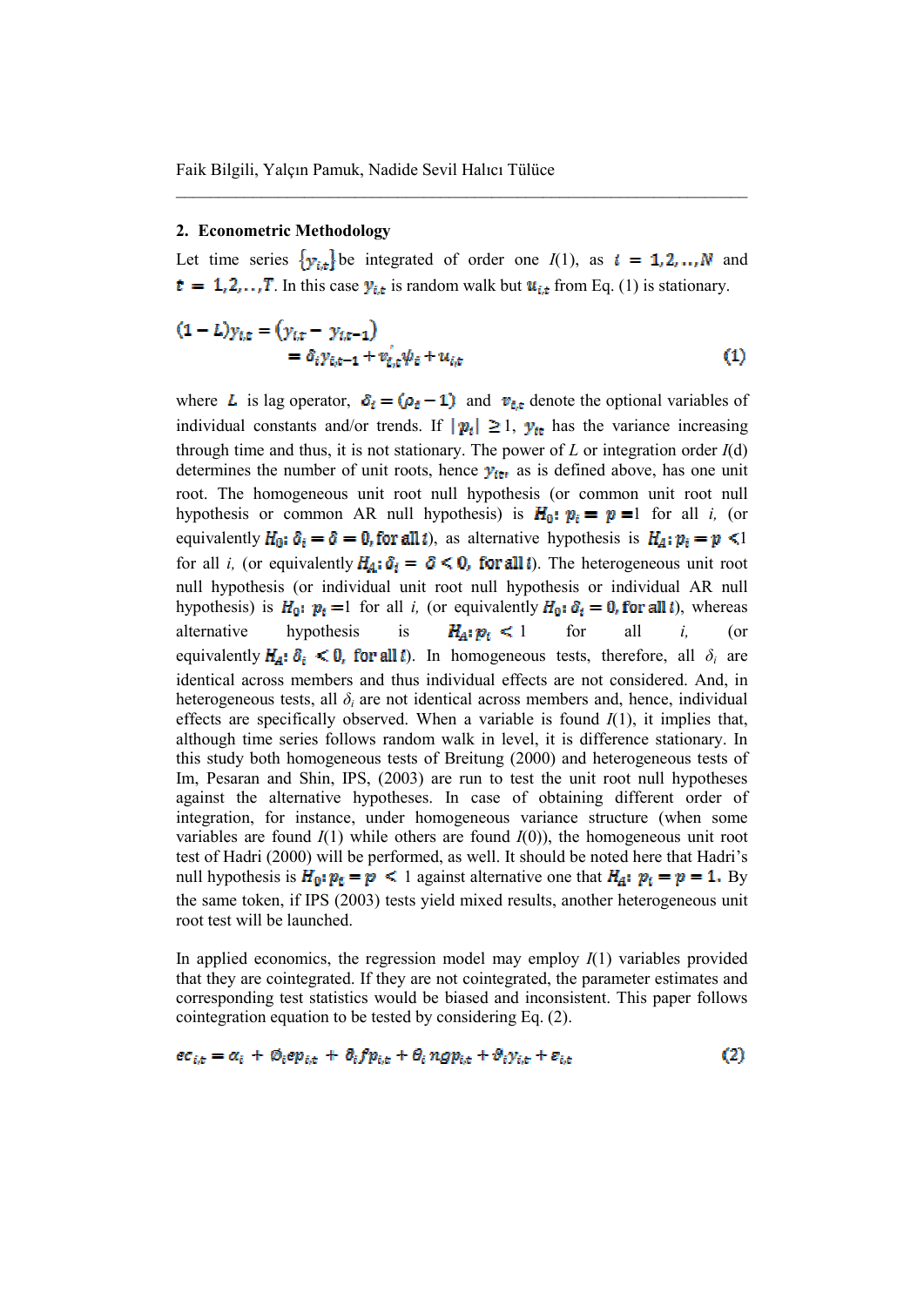## 2. Econometric Methodology

Let time series $\{y_{i,t}\}$ be integrated of order one $I(1)$, as $i = 1,2,..,N$ and $t = 1,2,..,T$. In this case $y_{i,t}$ is random walk but $u_{i,t}$ from Eq. (1) is stationary.

$$
\begin{aligned}
(1 - L)y_{i,t} &= (y_{i,t} - y_{i,t-1}) \\
&= \delta_i y_{i,t-1} + v_{i,t}' \psi_i + u_{it}
\end{aligned}
\tag{1}
$$

where $L$ is lag operator, $\delta_i = (\rho_i - 1)$ and $v_{i,t}$ denote the optional variables of individual constants and/or trends. If $|p_i| \geq 1$, $y_{it}$ has the variance increasing through time and thus, it is not stationary. The power of $L$ or integration order $I$(d) determines the number of unit roots, hence $y_{it}$, as is defined above, has one unit root. The homogeneous unit root null hypothesis (or common unit root null hypothesis or common AR null hypothesis) is $H_0$: $p_i = p = 1$ for all *i*, (or equivalently $H_0$: $\delta_i = \delta = 0$, for all $i$), as alternative hypothesis is $H_A$: $p_i = p < 1$ for all *i*, (or equivalently $H_A$: $\delta_i = \delta < 0$, for all $i$). The heterogeneous unit root null hypothesis (or individual unit root null hypothesis or individual AR null hypothesis) is $H_0$: $p_i = 1$ for all *i*, (or equivalently $H_0$: $\delta_i = 0$, for all $i$), whereas alternative hypothesis is $H_A$: $p_i < 1$ for all *i*, (or equivalently $H_A$: $\delta_i < 0$, for all $i$). In homogeneous tests, therefore, all $\delta_i$ are identical across members and thus individual effects are not considered. And, in heterogeneous tests, all $\delta_i$ are not identical across members and, hence, individual effects are specifically observed. When a variable is found $I(1)$, it implies that, although time series follows random walk in level, it is difference stationary. In this study both homogeneous tests of Breitung (2000) and heterogeneous tests of Im, Pesaran and Shin, IPS, (2003) are run to test the unit root null hypotheses against the alternative hypotheses. In case of obtaining different order of integration, for instance, under homogeneous variance structure (when some variables are found $I(1)$ while others are found $I(0)$), the homogeneous unit root test of Hadri (2000) will be performed, as well. It should be noted here that Hadri's null hypothesis is $H_0$: $p_i = p < 1$ against alternative one that $H_A$: $p_i = p = 1$. By the same token, if IPS (2003) tests yield mixed results, another heterogeneous unit root test will be launched.

In applied economics, the regression model may employ $I(1)$ variables provided that they are cointegrated. If they are not cointegrated, the parameter estimates and corresponding test statistics would be biased and inconsistent. This paper follows cointegration equation to be tested by considering Eq. (2).

$$
ec_{i,t} = \alpha_i + \emptyset_i ep_{i,t} + \delta_i fp_{i,t} + \theta_i ngp_{i,t} + \vartheta_i y_{i,t} + \varepsilon_{i,t}
\tag{2}
$$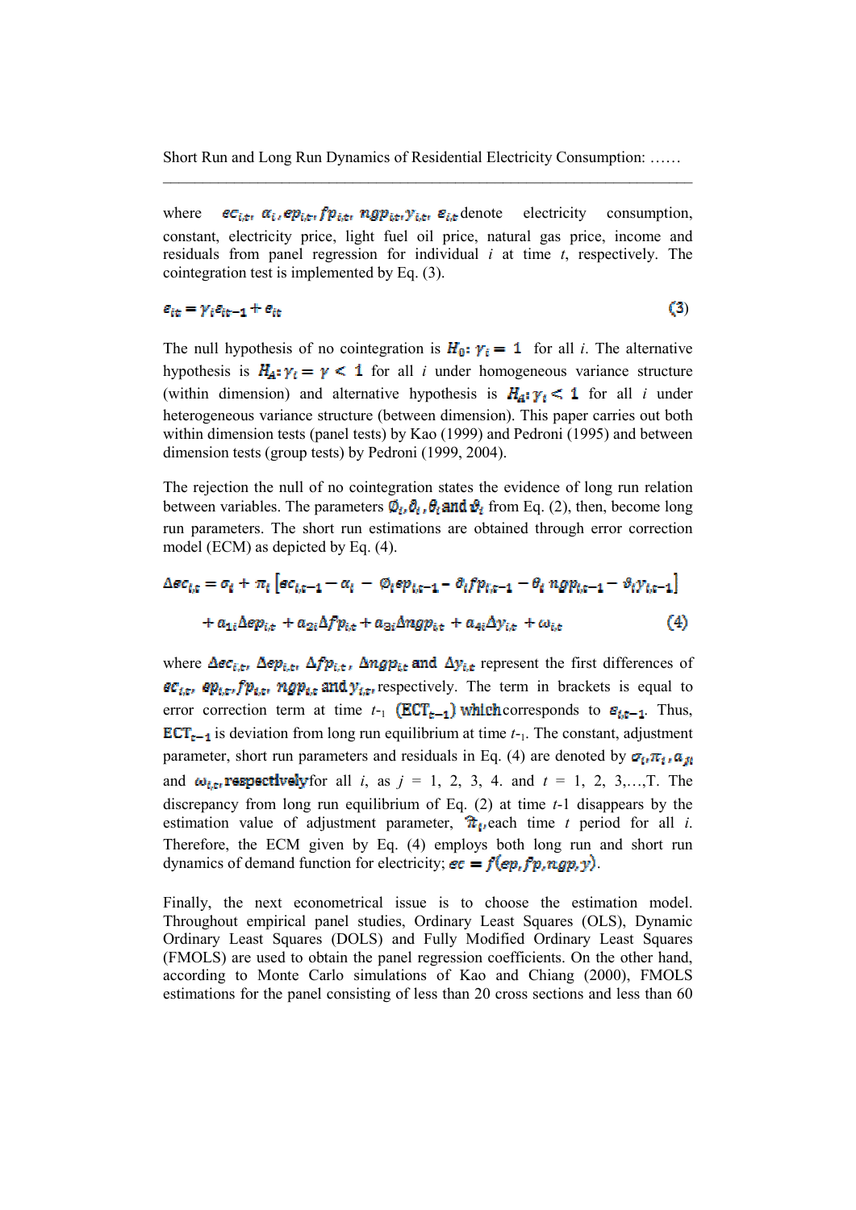where $ec_{i,t}$, $\alpha_i$, $ep_{i,t}$, $fp_{i,t}$, $ngp_{i,t}$, $y_{i,t}$, $\varepsilon_{it}$ denote electricity consumption, constant, electricity price, light fuel oil price, natural gas price, income and residuals from panel regression for individual *i* at time *t*, respectively. The cointegration test is implemented by Eq. (3).

$$\varepsilon_{it} = \gamma_i \varepsilon_{it-1} + e_{it} \tag{3}$$

The null hypothesis of no cointegration is $H_0$: $\gamma_i = 1$ for all *i*. The alternative hypothesis is $H_A$: $\gamma_i = \gamma < 1$ for all *i* under homogeneous variance structure (within dimension) and alternative hypothesis is $H_A$: $\gamma_i < 1$ for all *i* under heterogeneous variance structure (between dimension). This paper carries out both within dimension tests (panel tests) by Kao (1999) and Pedroni (1995) and between dimension tests (group tests) by Pedroni (1999, 2004).

The rejection the null of no cointegration states the evidence of long run relation between variables. The parameters $\emptyset_i, \delta_i, \theta_i$ and $\vartheta_i$ from Eq. (2), then, become long run parameters. The short run estimations are obtained through error correction model (ECM) as depicted by Eq. (4).

$$\Delta ec_{i,t} = \sigma_i + \pi_i \left[ ec_{i,t-1} - \alpha_i - \emptyset_i ep_{i,t-1} - \delta_i fp_{i,t-1} - \theta_i \, ngp_{i,t-1} - \vartheta_i y_{i,t-1} \right]$$
$$+ a_{1i} \Delta ep_{i,t} + a_{2i} \Delta fp_{i,t} + a_{3i} \Delta ngp_{i,t} + a_{4i} \Delta y_{i,t} + \omega_{i,t} \tag{4}$$

where $\Delta ec_{i,t}$, $\Delta ep_{i,t}$, $\Delta fp_{i,t}$, $\Delta ngp_{i,t}$ and $\Delta y_{i,t}$ represent the first differences of $ec_{i,t}$, $ep_{i,t}$, $fp_{i,t}$, $ngp_{i,t}$ and $y_{i,t}$, respectively. The term in brackets is equal to error correction term at time $t_{-1}$ $(\mathrm{ECT}_{t-1})$ which corresponds to $\varepsilon_{it-1}$. Thus, $\mathrm{ECT}_{t-1}$ is deviation from long run equilibrium at time $t_{-1}$. The constant, adjustment parameter, short run parameters and residuals in Eq. (4) are denoted by $\sigma_i, \pi_i, a_{ji}$ and $\omega_{i,t}$, respectively for all *i*, as *j* = 1, 2, 3, 4. and *t* = 1, 2, 3,…,T. The discrepancy from long run equilibrium of Eq. (2) at time *t*-1 disappears by the estimation value of adjustment parameter, $\hat{\pi}_i$, each time *t* period for all *i*. Therefore, the ECM given by Eq. (4) employs both long run and short run dynamics of demand function for electricity; $ec = f(ep, fp, ngp, y)$.

Finally, the next econometrical issue is to choose the estimation model. Throughout empirical panel studies, Ordinary Least Squares (OLS), Dynamic Ordinary Least Squares (DOLS) and Fully Modified Ordinary Least Squares (FMOLS) are used to obtain the panel regression coefficients. On the other hand, according to Monte Carlo simulations of Kao and Chiang (2000), FMOLS estimations for the panel consisting of less than 20 cross sections and less than 60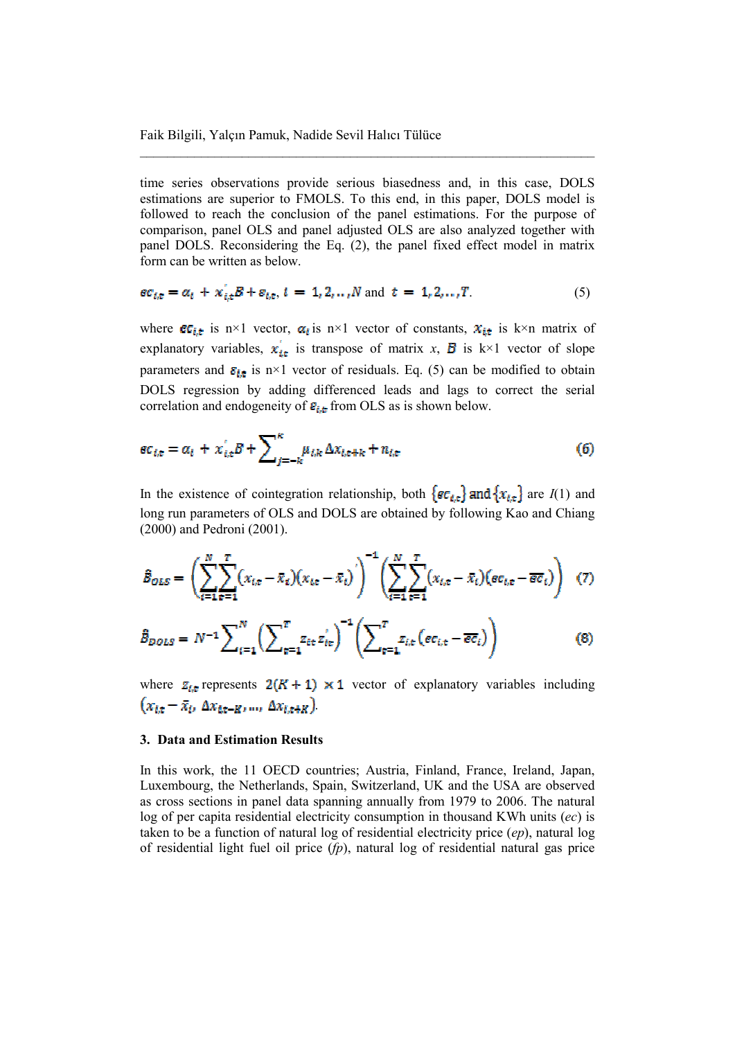time series observations provide serious biasedness and, in this case, DOLS estimations are superior to FMOLS. To this end, in this paper, DOLS model is followed to reach the conclusion of the panel estimations. For the purpose of comparison, panel OLS and panel adjusted OLS are also analyzed together with panel DOLS. Reconsidering the Eq. (2), the panel fixed effect model in matrix form can be written as below.

$$ec_{i,t} = \alpha_i + x_{i,t}^{'}B + \varepsilon_{i,t},\ i = 1,2,\dots,N \text{ and } t = 1,2,\dots,T. \qquad (5)$$

where $ec_{i,t}$ is n×1 vector, $\alpha_i$ is n×1 vector of constants, $x_{it}$ is k×n matrix of explanatory variables, $x_{it}^{'}$ is transpose of matrix *x*, $B$ is k×1 vector of slope parameters and $\varepsilon_{it}$ is n×1 vector of residuals. Eq. (5) can be modified to obtain DOLS regression by adding differenced leads and lags to correct the serial correlation and endogeneity of $\varepsilon_{i,t}$ from OLS as is shown below.

$$ec_{i,t} = \alpha_i + x_{i,t}^{'}B + \sum_{j=-k}^{k} \mu_{i,k}\Delta x_{i,t+k} + n_{i,t} \qquad (6)$$

In the existence of cointegration relationship, both $\{ec_{i,t}\}$ and $\{x_{i,t}\}$ are *I*(1) and long run parameters of OLS and DOLS are obtained by following Kao and Chiang (2000) and Pedroni (2001).

$$\hat{B}_{OLS} = \left(\sum_{i=1}^{N}\sum_{t=1}^{T}(x_{i,t}-\bar{x}_i)(x_{i,t}-\bar{x}_i)^{'}\right)^{-1}\left(\sum_{i=1}^{N}\sum_{t=1}^{T}(x_{i,t}-\bar{x}_i)(ec_{i,t}-\overline{ec}_i)\right) \qquad (7)$$

$$\hat{B}_{DOLS} = N^{-1}\sum_{i=1}^{N}\left(\sum_{t=1}^{T} z_{it}z_{it}^{'}\right)^{-1}\left(\sum_{t=1}^{T} z_{i,t}\left(ec_{i,t}-\overline{ec}_i\right)\right) \qquad (8)$$

where $z_{i,t}$ represents $2(K+1) \times 1$ vector of explanatory variables including $(x_{i,t}-\bar{x}_i,\ \Delta x_{i,t-K},\dots,\ \Delta x_{i,t+K})$.

## 3. Data and Estimation Results

In this work, the 11 OECD countries; Austria, Finland, France, Ireland, Japan, Luxembourg, the Netherlands, Spain, Switzerland, UK and the USA are observed as cross sections in panel data spanning annually from 1979 to 2006. The natural log of per capita residential electricity consumption in thousand KWh units (*ec*) is taken to be a function of natural log of residential electricity price (*ep*), natural log of residential light fuel oil price (*fp*), natural log of residential natural gas price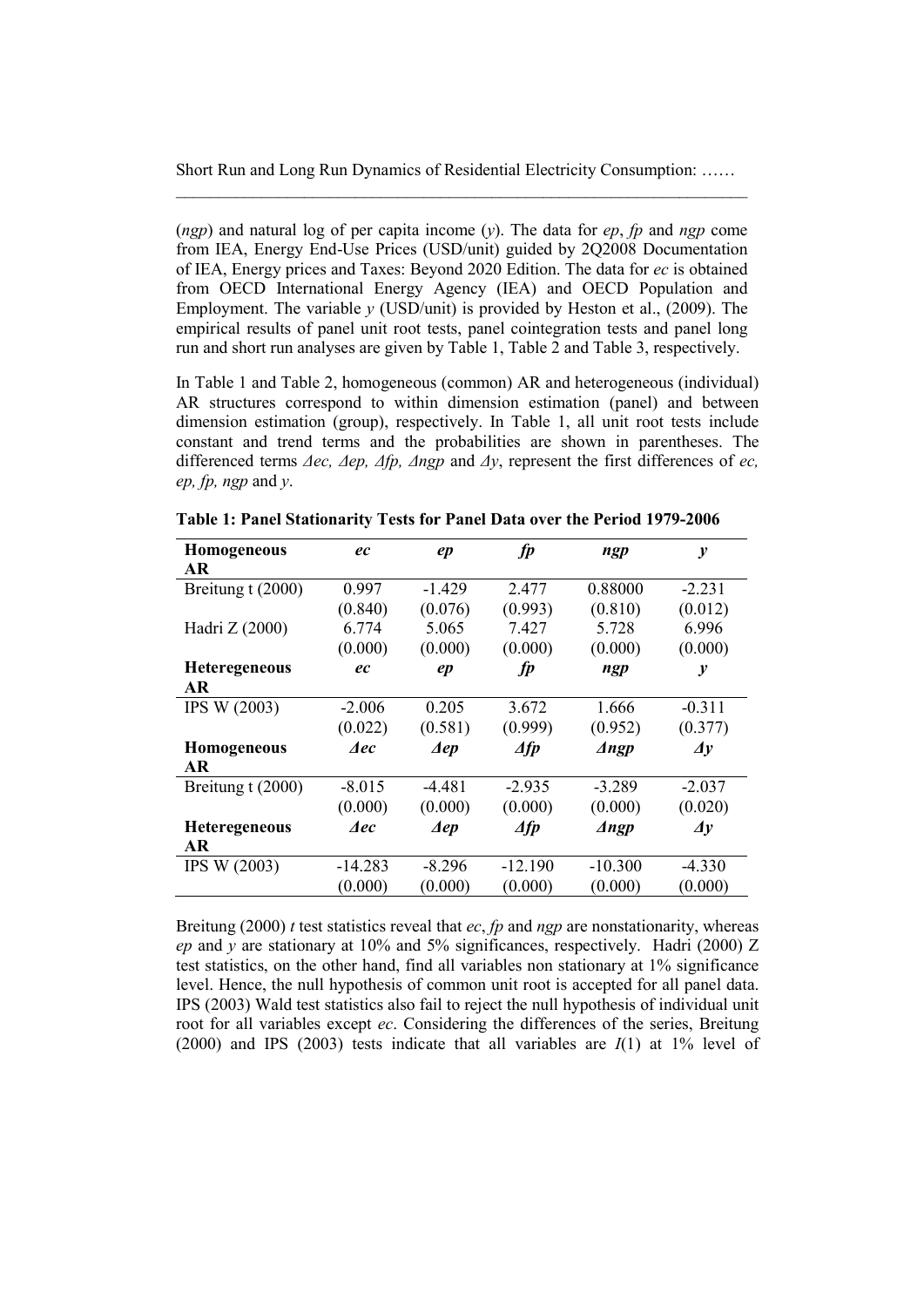(*ngp*) and natural log of per capita income (*y*). The data for *ep*, *fp* and *ngp* come from IEA, Energy End-Use Prices (USD/unit) guided by 2Q2008 Documentation of IEA, Energy prices and Taxes: Beyond 2020 Edition. The data for *ec* is obtained from OECD International Energy Agency (IEA) and OECD Population and Employment. The variable *y* (USD/unit) is provided by Heston et al., (2009). The empirical results of panel unit root tests, panel cointegration tests and panel long run and short run analyses are given by Table 1, Table 2 and Table 3, respectively.

In Table 1 and Table 2, homogeneous (common) AR and heterogeneous (individual) AR structures correspond to within dimension estimation (panel) and between dimension estimation (group), respectively. In Table 1, all unit root tests include constant and trend terms and the probabilities are shown in parentheses. The differenced terms *Δec, Δep, Δfp, Δngp* and *Δy*, represent the first differences of *ec, ep, fp, ngp* and *y*.

**Table 1: Panel Stationarity Tests for Panel Data over the Period 1979-2006**

| **Homogeneous AR** | ***ec*** | ***ep*** | ***fp*** | ***ngp*** | ***y*** |
|---|---|---|---|---|---|
| Breitung t (2000) | 0.997 | -1.429 | 2.477 | 0.88000 | -2.231 |
| | (0.840) | (0.076) | (0.993) | (0.810) | (0.012) |
| Hadri Z (2000) | 6.774 | 5.065 | 7.427 | 5.728 | 6.996 |
| | (0.000) | (0.000) | (0.000) | (0.000) | (0.000) |
| **Heteregeneous AR** | ***ec*** | ***ep*** | ***fp*** | ***ngp*** | ***y*** |
| IPS W (2003) | -2.006 | 0.205 | 3.672 | 1.666 | -0.311 |
| | (0.022) | (0.581) | (0.999) | (0.952) | (0.377) |
| **Homogeneous AR** | ***Δec*** | ***Δep*** | ***Δfp*** | ***Δngp*** | ***Δy*** |
| Breitung t (2000) | -8.015 | -4.481 | -2.935 | -3.289 | -2.037 |
| | (0.000) | (0.000) | (0.000) | (0.000) | (0.020) |
| **Heteregeneous AR** | ***Δec*** | ***Δep*** | ***Δfp*** | ***Δngp*** | ***Δy*** |
| IPS W (2003) | -14.283 | -8.296 | -12.190 | -10.300 | -4.330 |
| | (0.000) | (0.000) | (0.000) | (0.000) | (0.000) |

Breitung (2000) *t* test statistics reveal that *ec*, *fp* and *ngp* are nonstationarity, whereas *ep* and *y* are stationary at 10% and 5% significances, respectively. Hadri (2000) Z test statistics, on the other hand, find all variables non stationary at 1% significance level. Hence, the null hypothesis of common unit root is accepted for all panel data. IPS (2003) Wald test statistics also fail to reject the null hypothesis of individual unit root for all variables except *ec*. Considering the differences of the series, Breitung (2000) and IPS (2003) tests indicate that all variables are *I*(1) at 1% level of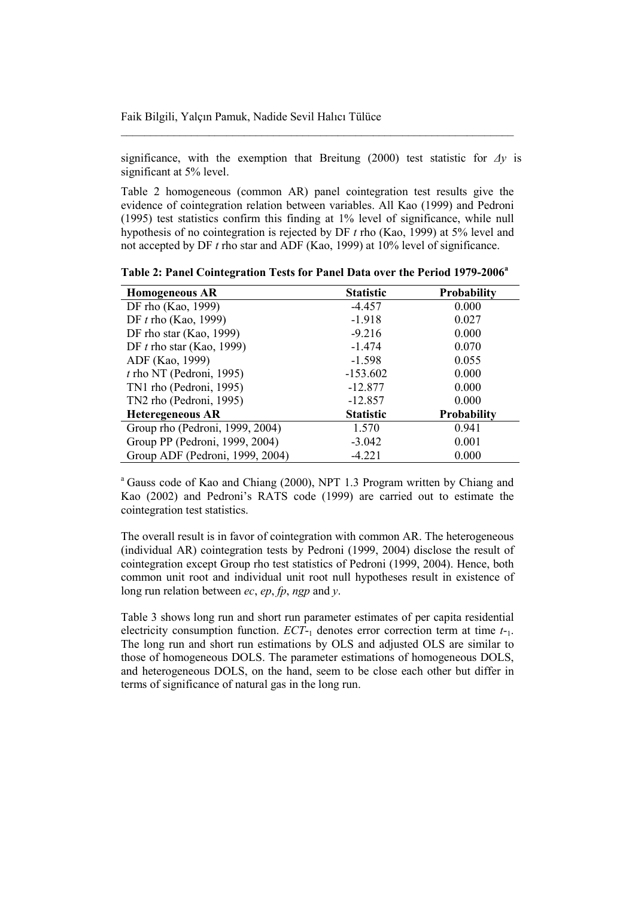significance, with the exemption that Breitung (2000) test statistic for $\Delta y$ is significant at 5% level.

Table 2 homogeneous (common AR) panel cointegration test results give the evidence of cointegration relation between variables. All Kao (1999) and Pedroni (1995) test statistics confirm this finding at 1% level of significance, while null hypothesis of no cointegration is rejected by DF *t* rho (Kao, 1999) at 5% level and not accepted by DF *t* rho star and ADF (Kao, 1999) at 10% level of significance.

**Table 2: Panel Cointegration Tests for Panel Data over the Period 1979-2006[a]**

| **Homogeneous AR** | **Statistic** | **Probability** |
|---|---|---|
| DF rho (Kao, 1999) | -4.457 | 0.000 |
| DF *t* rho (Kao, 1999) | -1.918 | 0.027 |
| DF rho star (Kao, 1999) | -9.216 | 0.000 |
| DF *t* rho star (Kao, 1999) | -1.474 | 0.070 |
| ADF (Kao, 1999) | -1.598 | 0.055 |
| *t* rho NT (Pedroni, 1995) | -153.602 | 0.000 |
| TN1 rho (Pedroni, 1995) | -12.877 | 0.000 |
| TN2 rho (Pedroni, 1995) | -12.857 | 0.000 |
| **Heteregeneous AR** | **Statistic** | **Probability** |
| Group rho (Pedroni, 1999, 2004) | 1.570 | 0.941 |
| Group PP (Pedroni, 1999, 2004) | -3.042 | 0.001 |
| Group ADF (Pedroni, 1999, 2004) | -4.221 | 0.000 |

[a] Gauss code of Kao and Chiang (2000), NPT 1.3 Program written by Chiang and Kao (2002) and Pedroni's RATS code (1999) are carried out to estimate the cointegration test statistics.

The overall result is in favor of cointegration with common AR. The heterogeneous (individual AR) cointegration tests by Pedroni (1999, 2004) disclose the result of cointegration except Group rho test statistics of Pedroni (1999, 2004). Hence, both common unit root and individual unit root null hypotheses result in existence of long run relation between *ec*, *ep*, *fp*, *ngp* and *y*.

Table 3 shows long run and short run parameter estimates of per capita residential electricity consumption function. $ECT_{-1}$ denotes error correction term at time $t_{-1}$. The long run and short run estimations by OLS and adjusted OLS are similar to those of homogeneous DOLS. The parameter estimations of homogeneous DOLS, and heterogeneous DOLS, on the hand, seem to be close each other but differ in terms of significance of natural gas in the long run.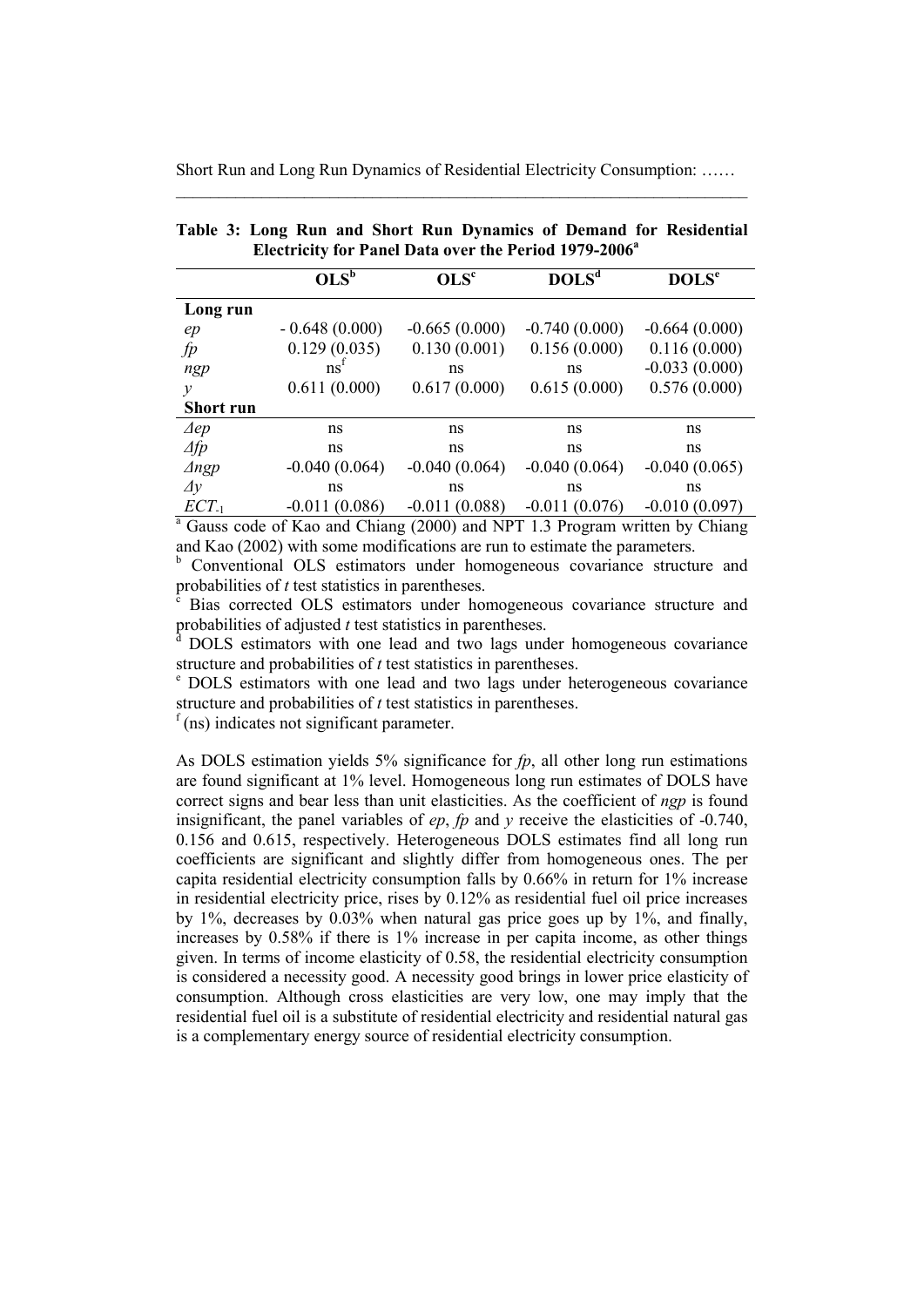**Table 3: Long Run and Short Run Dynamics of Demand for Residential Electricity for Panel Data over the Period 1979-2006[a]**

| | OLS[b] | OLS[c] | DOLS[d] | DOLS[e] |
|---|---|---|---|---|
| **Long run** | | | | |
| *ep* | - 0.648 (0.000) | -0.665 (0.000) | -0.740 (0.000) | -0.664 (0.000) |
| *fp* | 0.129 (0.035) | 0.130 (0.001) | 0.156 (0.000) | 0.116 (0.000) |
| *ngp* | ns[f] | ns | ns | -0.033 (0.000) |
| *y* | 0.611 (0.000) | 0.617 (0.000) | 0.615 (0.000) | 0.576 (0.000) |
| **Short run** | | | | |
| $\Delta ep$ | ns | ns | ns | ns |
| $\Delta fp$ | ns | ns | ns | ns |
| $\Delta ngp$ | -0.040 (0.064) | -0.040 (0.064) | -0.040 (0.064) | -0.040 (0.065) |
| $\Delta y$ | ns | ns | ns | ns |
| $ECT_{-1}$ | -0.011 (0.086) | -0.011 (0.088) | -0.011 (0.076) | -0.010 (0.097) |

[a] Gauss code of Kao and Chiang (2000) and NPT 1.3 Program written by Chiang and Kao (2002) with some modifications are run to estimate the parameters.
[b] Conventional OLS estimators under homogeneous covariance structure and probabilities of *t* test statistics in parentheses.
[c] Bias corrected OLS estimators under homogeneous covariance structure and probabilities of adjusted *t* test statistics in parentheses.
[d] DOLS estimators with one lead and two lags under homogeneous covariance structure and probabilities of *t* test statistics in parentheses.
[e] DOLS estimators with one lead and two lags under heterogeneous covariance structure and probabilities of *t* test statistics in parentheses.
[f] (ns) indicates not significant parameter.

As DOLS estimation yields 5% significance for *fp*, all other long run estimations are found significant at 1% level. Homogeneous long run estimates of DOLS have correct signs and bear less than unit elasticities. As the coefficient of *ngp* is found insignificant, the panel variables of *ep*, *fp* and *y* receive the elasticities of -0.740, 0.156 and 0.615, respectively. Heterogeneous DOLS estimates find all long run coefficients are significant and slightly differ from homogeneous ones. The per capita residential electricity consumption falls by 0.66% in return for 1% increase in residential electricity price, rises by 0.12% as residential fuel oil price increases by 1%, decreases by 0.03% when natural gas price goes up by 1%, and finally, increases by 0.58% if there is 1% increase in per capita income, as other things given. In terms of income elasticity of 0.58, the residential electricity consumption is considered a necessity good. A necessity good brings in lower price elasticity of consumption. Although cross elasticities are very low, one may imply that the residential fuel oil is a substitute of residential electricity and residential natural gas is a complementary energy source of residential electricity consumption.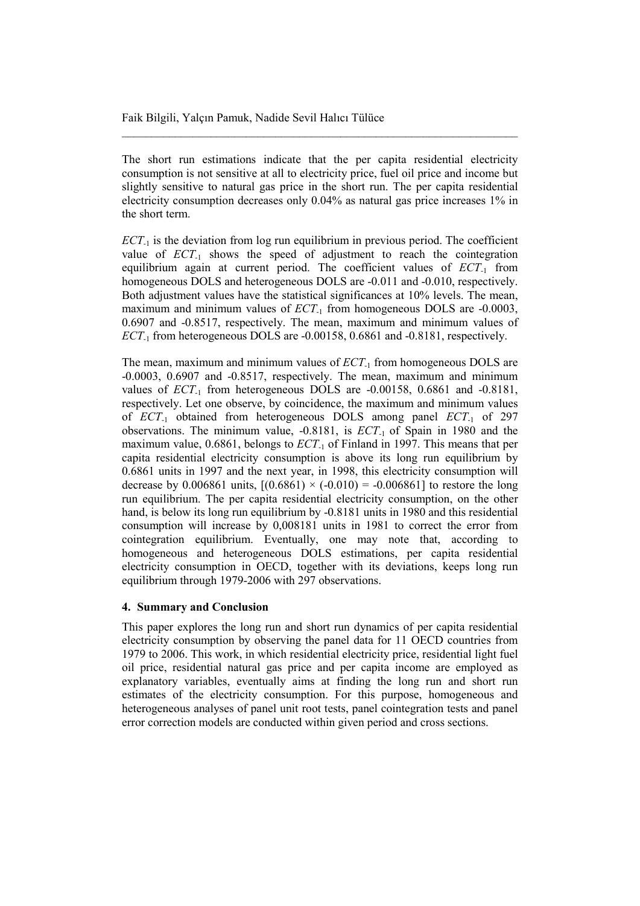The short run estimations indicate that the per capita residential electricity consumption is not sensitive at all to electricity price, fuel oil price and income but slightly sensitive to natural gas price in the short run. The per capita residential electricity consumption decreases only 0.04% as natural gas price increases 1% in the short term.

$ECT_{-1}$ is the deviation from log run equilibrium in previous period. The coefficient value of $ECT_{-1}$ shows the speed of adjustment to reach the cointegration equilibrium again at current period. The coefficient values of $ECT_{-1}$ from homogeneous DOLS and heterogeneous DOLS are -0.011 and -0.010, respectively. Both adjustment values have the statistical significances at 10% levels. The mean, maximum and minimum values of $ECT_{-1}$ from homogeneous DOLS are -0.0003, 0.6907 and -0.8517, respectively. The mean, maximum and minimum values of $ECT_{-1}$ from heterogeneous DOLS are -0.00158, 0.6861 and -0.8181, respectively.

The mean, maximum and minimum values of $ECT_{-1}$ from homogeneous DOLS are -0.0003, 0.6907 and -0.8517, respectively. The mean, maximum and minimum values of $ECT_{-1}$ from heterogeneous DOLS are -0.00158, 0.6861 and -0.8181, respectively. Let one observe, by coincidence, the maximum and minimum values of $ECT_{-1}$ obtained from heterogeneous DOLS among panel $ECT_{-1}$ of 297 observations. The minimum value, -0.8181, is $ECT_{-1}$ of Spain in 1980 and the maximum value, 0.6861, belongs to $ECT_{-1}$ of Finland in 1997. This means that per capita residential electricity consumption is above its long run equilibrium by 0.6861 units in 1997 and the next year, in 1998, this electricity consumption will decrease by 0.006861 units, $[(0.6861) \times (-0.010) = -0.006861]$ to restore the long run equilibrium. The per capita residential electricity consumption, on the other hand, is below its long run equilibrium by -0.8181 units in 1980 and this residential consumption will increase by 0,008181 units in 1981 to correct the error from cointegration equilibrium. Eventually, one may note that, according to homogeneous and heterogeneous DOLS estimations, per capita residential electricity consumption in OECD, together with its deviations, keeps long run equilibrium through 1979-2006 with 297 observations.

## 4. Summary and Conclusion

This paper explores the long run and short run dynamics of per capita residential electricity consumption by observing the panel data for 11 OECD countries from 1979 to 2006. This work, in which residential electricity price, residential light fuel oil price, residential natural gas price and per capita income are employed as explanatory variables, eventually aims at finding the long run and short run estimates of the electricity consumption. For this purpose, homogeneous and heterogeneous analyses of panel unit root tests, panel cointegration tests and panel error correction models are conducted within given period and cross sections.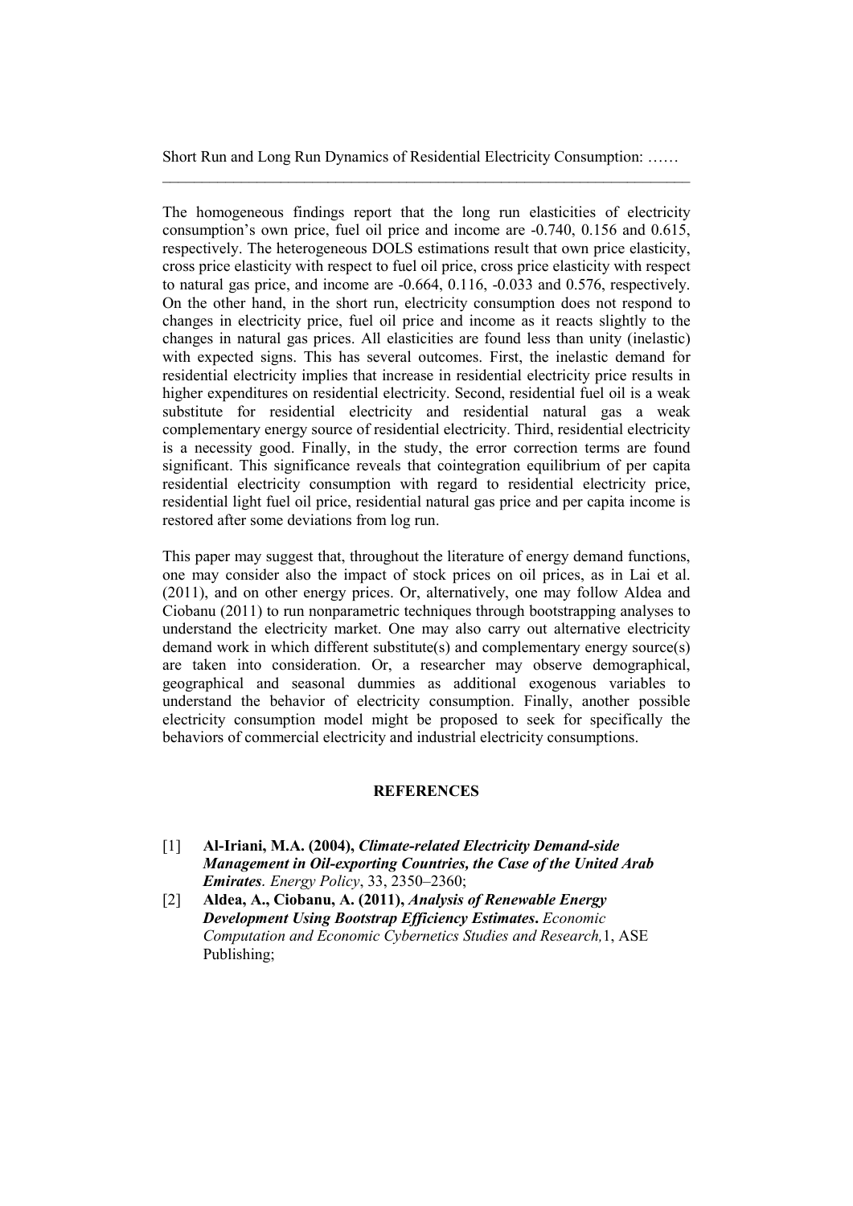The homogeneous findings report that the long run elasticities of electricity consumption's own price, fuel oil price and income are -0.740, 0.156 and 0.615, respectively. The heterogeneous DOLS estimations result that own price elasticity, cross price elasticity with respect to fuel oil price, cross price elasticity with respect to natural gas price, and income are -0.664, 0.116, -0.033 and 0.576, respectively. On the other hand, in the short run, electricity consumption does not respond to changes in electricity price, fuel oil price and income as it reacts slightly to the changes in natural gas prices. All elasticities are found less than unity (inelastic) with expected signs. This has several outcomes. First, the inelastic demand for residential electricity implies that increase in residential electricity price results in higher expenditures on residential electricity. Second, residential fuel oil is a weak substitute for residential electricity and residential natural gas a weak complementary energy source of residential electricity. Third, residential electricity is a necessity good. Finally, in the study, the error correction terms are found significant. This significance reveals that cointegration equilibrium of per capita residential electricity consumption with regard to residential electricity price, residential light fuel oil price, residential natural gas price and per capita income is restored after some deviations from log run.

This paper may suggest that, throughout the literature of energy demand functions, one may consider also the impact of stock prices on oil prices, as in Lai et al. (2011), and on other energy prices. Or, alternatively, one may follow Aldea and Ciobanu (2011) to run nonparametric techniques through bootstrapping analyses to understand the electricity market. One may also carry out alternative electricity demand work in which different substitute(s) and complementary energy source(s) are taken into consideration. Or, a researcher may observe demographical, geographical and seasonal dummies as additional exogenous variables to understand the behavior of electricity consumption. Finally, another possible electricity consumption model might be proposed to seek for specifically the behaviors of commercial electricity and industrial electricity consumptions.

## REFERENCES

[1] **Al-Iriani, M.A. (2004),** ***Climate-related Electricity Demand-side Management in Oil-exporting Countries, the Case of the United Arab Emirates**. Energy Policy*, 33, 2350–2360;

[2] **Aldea, A., Ciobanu, A. (2011),** ***Analysis of Renewable Energy Development Using Bootstrap Efficiency Estimates***. *Economic Computation and Economic Cybernetics Studies and Research,*1, ASE Publishing;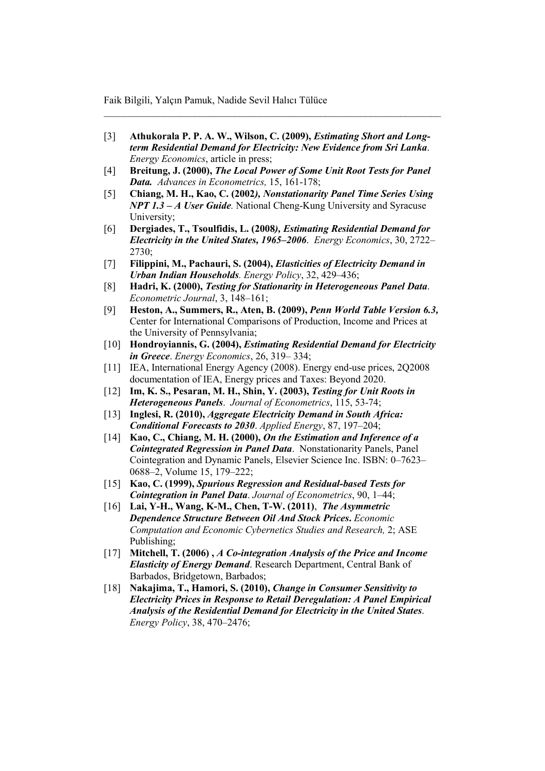[3] **Athukorala P. P. A. W., Wilson, C. (2009),** ***Estimating Short and Long-term Residential Demand for Electricity: New Evidence from Sri Lanka***. *Energy Economics*, article in press;

[4] **Breitung, J. (2000),** ***The Local Power of Some Unit Root Tests for Panel Data.*** *Advances in Econometrics,* 15, 161-178;

[5] **Chiang, M. H., Kao, C. (2002),** ***Nonstationarity Panel Time Series Using NPT 1.3 – A User Guide.*** National Cheng-Kung University and Syracuse University;

[6] **Dergiades, T., Tsoulfidis, L. (2008),** ***Estimating Residential Demand for Electricity in the United States, 1965–2006***. *Energy Economics*, 30, 2722–2730;

[7] **Filippini, M., Pachauri, S. (2004),** ***Elasticities of Electricity Demand in Urban Indian Households.*** *Energy Policy*, 32, 429–436;

[8] **Hadri, K. (2000),** ***Testing for Stationarity in Heterogeneous Panel Data***. *Econometric Journal*, 3, 148–161;

[9] **Heston, A., Summers, R., Aten, B. (2009),** ***Penn World Table Version 6.3,*** Center for International Comparisons of Production, Income and Prices at the University of Pennsylvania;

[10] **Hondroyiannis, G. (2004),** ***Estimating Residential Demand for Electricity in Greece***. *Energy Economics*, 26, 319– 334;

[11] IEA, International Energy Agency (2008). Energy end-use prices, 2Q2008 documentation of IEA, Energy prices and Taxes: Beyond 2020.

[12] **Im, K. S., Pesaran, M. H., Shin, Y. (2003),** ***Testing for Unit Roots in Heterogeneous Panels***. *Journal of Econometrics*, 115, 53-74;

[13] **Inglesi, R. (2010),** ***Aggregate Electricity Demand in South Africa: Conditional Forecasts to 2030***. *Applied Energy*, 87, 197–204;

[14] **Kao, C., Chiang, M. H. (2000),** ***On the Estimation and Inference of a Cointegrated Regression in Panel Data***. Nonstationarity Panels, Panel Cointegration and Dynamic Panels, Elsevier Science Inc. ISBN: 0–7623–0688–2, Volume 15, 179–222;

[15] **Kao, C. (1999),** ***Spurious Regression and Residual-based Tests for Cointegration in Panel Data***. *Journal of Econometrics*, 90, 1–44;

[16] **Lai, Y-H., Wang, K-M., Chen, T-W. (2011)**, ***The Asymmetric Dependence Structure Between Oil And Stock Prices.*** *Economic Computation and Economic Cybernetics Studies and Research,* 2; ASE Publishing;

[17] **Mitchell, T. (2006) ,** ***A Co-integration Analysis of the Price and Income Elasticity of Energy Demand***. Research Department, Central Bank of Barbados, Bridgetown, Barbados;

[18] **Nakajima, T., Hamori, S. (2010),** ***Change in Consumer Sensitivity to Electricity Prices in Response to Retail Deregulation: A Panel Empirical Analysis of the Residential Demand for Electricity in the United States***. *Energy Policy*, 38, 470–2476;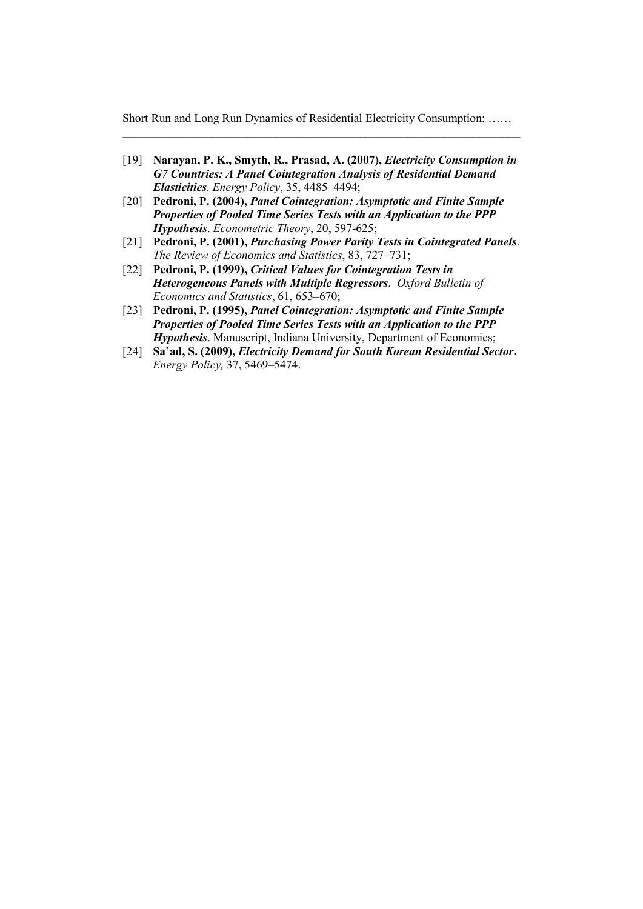[19] **Narayan, P. K., Smyth, R., Prasad, A. (2007),** ***Electricity Consumption in G7 Countries: A Panel Cointegration Analysis of Residential Demand Elasticities***. *Energy Policy*, 35, 4485–4494;

[20] **Pedroni, P. (2004),** ***Panel Cointegration: Asymptotic and Finite Sample Properties of Pooled Time Series Tests with an Application to the PPP Hypothesis***. *Econometric Theory*, 20, 597-625;

[21] **Pedroni, P. (2001),** ***Purchasing Power Parity Tests in Cointegrated Panels***. *The Review of Economics and Statistics*, 83, 727–731;

[22] **Pedroni, P. (1999),** ***Critical Values for Cointegration Tests in Heterogeneous Panels with Multiple Regressors***. *Oxford Bulletin of Economics and Statistics*, 61, 653–670;

[23] **Pedroni, P. (1995),** ***Panel Cointegration: Asymptotic and Finite Sample Properties of Pooled Time Series Tests with an Application to the PPP Hypothesis***. Manuscript, Indiana University, Department of Economics;

[24] **Sa'ad, S. (2009),** ***Electricity Demand for South Korean Residential Sector*****.** *Energy Policy,* 37, 5469–5474.